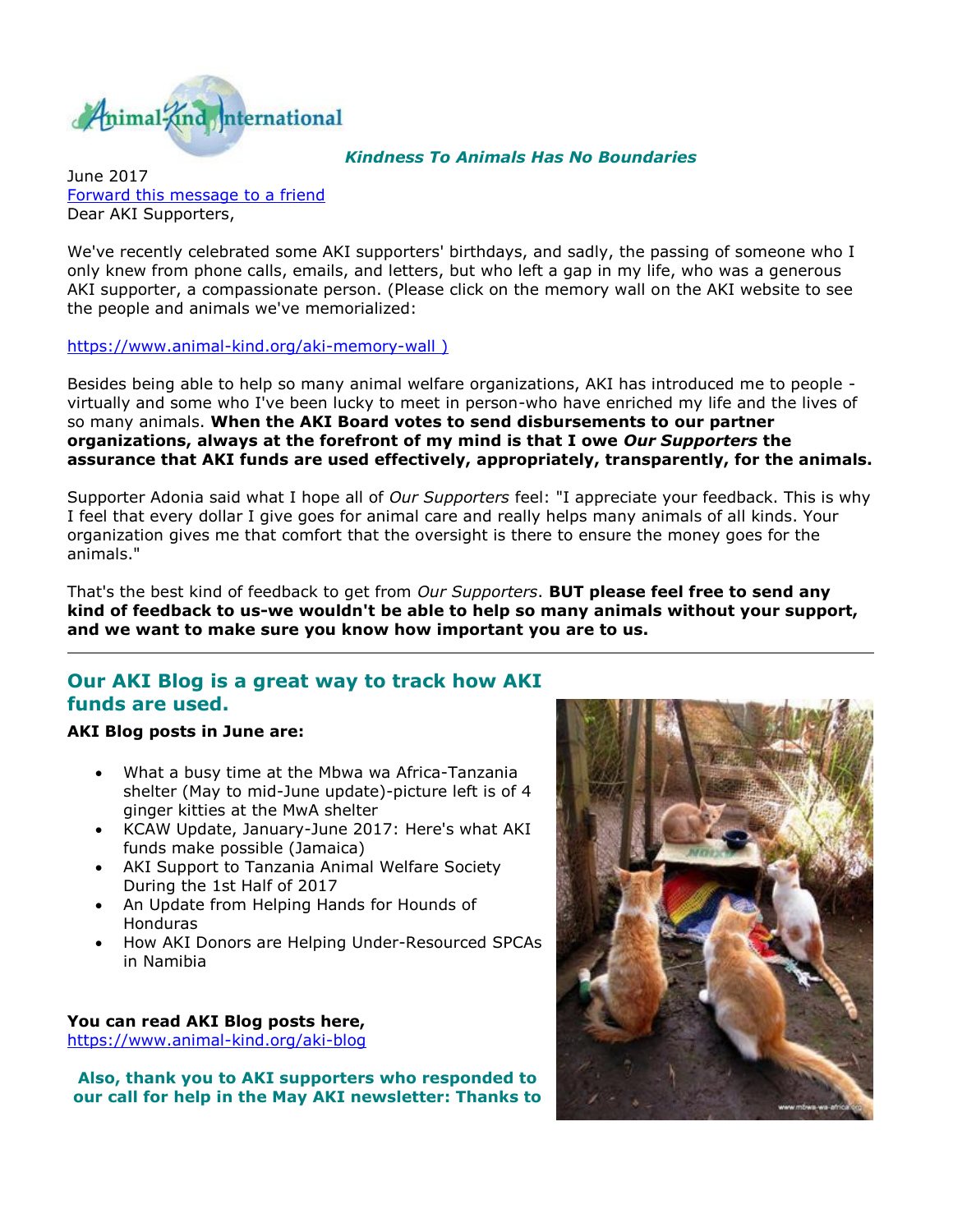Animal-Kind International

***Kindness To Animals Has No Boundaries***

June 2017
[Forward this message to a friend]
Dear AKI Supporters,

We've recently celebrated some AKI supporters' birthdays, and sadly, the passing of someone who I only knew from phone calls, emails, and letters, but who left a gap in my life, who was a generous AKI supporter, a compassionate person. (Please click on the memory wall on the AKI website to see the people and animals we've memorialized:

https://www.animal-kind.org/aki-memory-wall )

Besides being able to help so many animal welfare organizations, AKI has introduced me to people - virtually and some who I've been lucky to meet in person-who have enriched my life and the lives of so many animals. **When the AKI Board votes to send disbursements to our partner organizations, always at the forefront of my mind is that I owe *Our Supporters* the assurance that AKI funds are used effectively, appropriately, transparently, for the animals.**

Supporter Adonia said what I hope all of *Our Supporters* feel: "I appreciate your feedback. This is why I feel that every dollar I give goes for animal care and really helps many animals of all kinds. Your organization gives me that comfort that the oversight is there to ensure the money goes for the animals."

That's the best kind of feedback to get from *Our Supporters*. **BUT please feel free to send any kind of feedback to us-we wouldn't be able to help so many animals without your support, and we want to make sure you know how important you are to us.**

---

## Our AKI Blog is a great way to track how AKI funds are used.

**AKI Blog posts in June are:**

- What a busy time at the Mbwa wa Africa-Tanzania shelter (May to mid-June update)-picture left is of 4 ginger kitties at the MwA shelter
- KCAW Update, January-June 2017: Here's what AKI funds make possible (Jamaica)
- AKI Support to Tanzania Animal Welfare Society During the 1st Half of 2017
- An Update from Helping Hands for Hounds of Honduras
- How AKI Donors are Helping Under-Resourced SPCAs in Namibia

**You can read AKI Blog posts here,**
https://www.animal-kind.org/aki-blog

**Also, thank you to AKI supporters who responded to our call for help in the May AKI newsletter: Thanks to**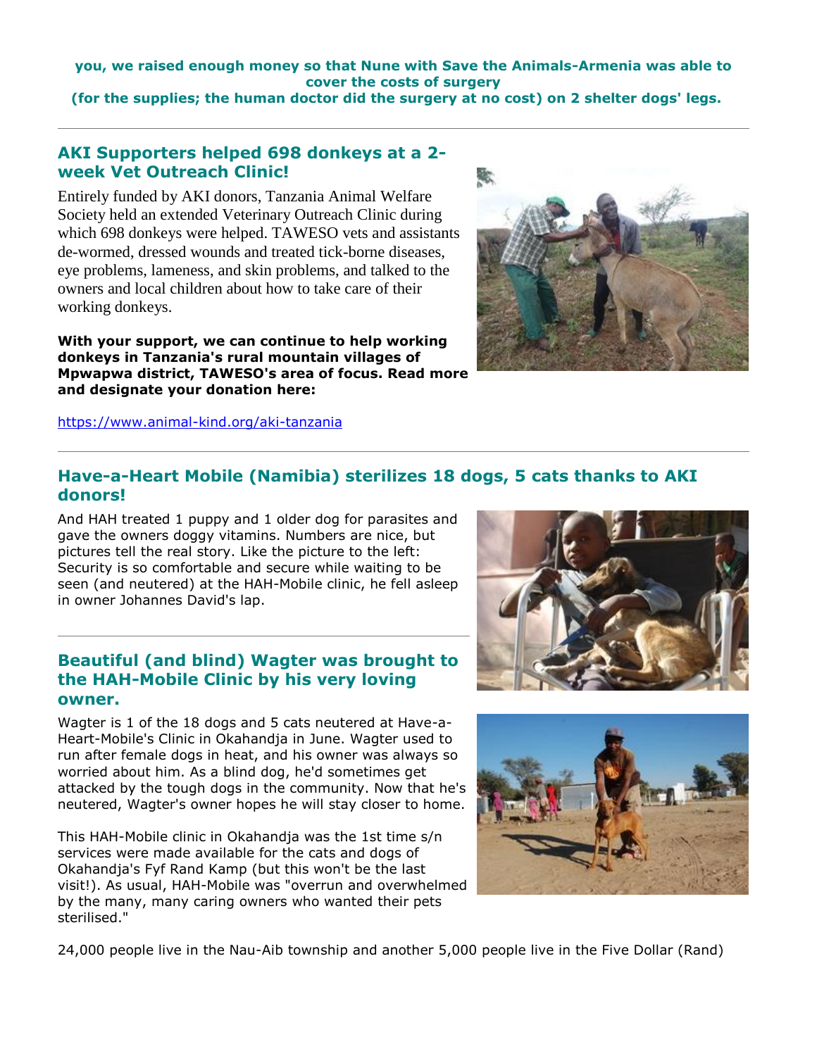**you, we raised enough money so that Nune with Save the Animals-Armenia was able to cover the costs of surgery (for the supplies; the human doctor did the surgery at no cost) on 2 shelter dogs' legs.**

---

## AKI Supporters helped 698 donkeys at a 2-week Vet Outreach Clinic!

Entirely funded by AKI donors, Tanzania Animal Welfare Society held an extended Veterinary Outreach Clinic during which 698 donkeys were helped. TAWESO vets and assistants de-wormed, dressed wounds and treated tick-borne diseases, eye problems, lameness, and skin problems, and talked to the owners and local children about how to take care of their working donkeys.

**With your support, we can continue to help working donkeys in Tanzania's rural mountain villages of Mpwapwa district, TAWESO's area of focus. Read more and designate your donation here:**

https://www.animal-kind.org/aki-tanzania

---

## Have-a-Heart Mobile (Namibia) sterilizes 18 dogs, 5 cats thanks to AKI donors!

And HAH treated 1 puppy and 1 older dog for parasites and gave the owners doggy vitamins. Numbers are nice, but pictures tell the real story. Like the picture to the left: Security is so comfortable and secure while waiting to be seen (and neutered) at the HAH-Mobile clinic, he fell asleep in owner Johannes David's lap.

---

## Beautiful (and blind) Wagter was brought to the HAH-Mobile Clinic by his very loving owner.

Wagter is 1 of the 18 dogs and 5 cats neutered at Have-a-Heart-Mobile's Clinic in Okahandja in June. Wagter used to run after female dogs in heat, and his owner was always so worried about him. As a blind dog, he'd sometimes get attacked by the tough dogs in the community. Now that he's neutered, Wagter's owner hopes he will stay closer to home.

This HAH-Mobile clinic in Okahandja was the 1st time s/n services were made available for the cats and dogs of Okahandja's Fyf Rand Kamp (but this won't be the last visit!). As usual, HAH-Mobile was "overrun and overwhelmed by the many, many caring owners who wanted their pets sterilised."

24,000 people live in the Nau-Aib township and another 5,000 people live in the Five Dollar (Rand)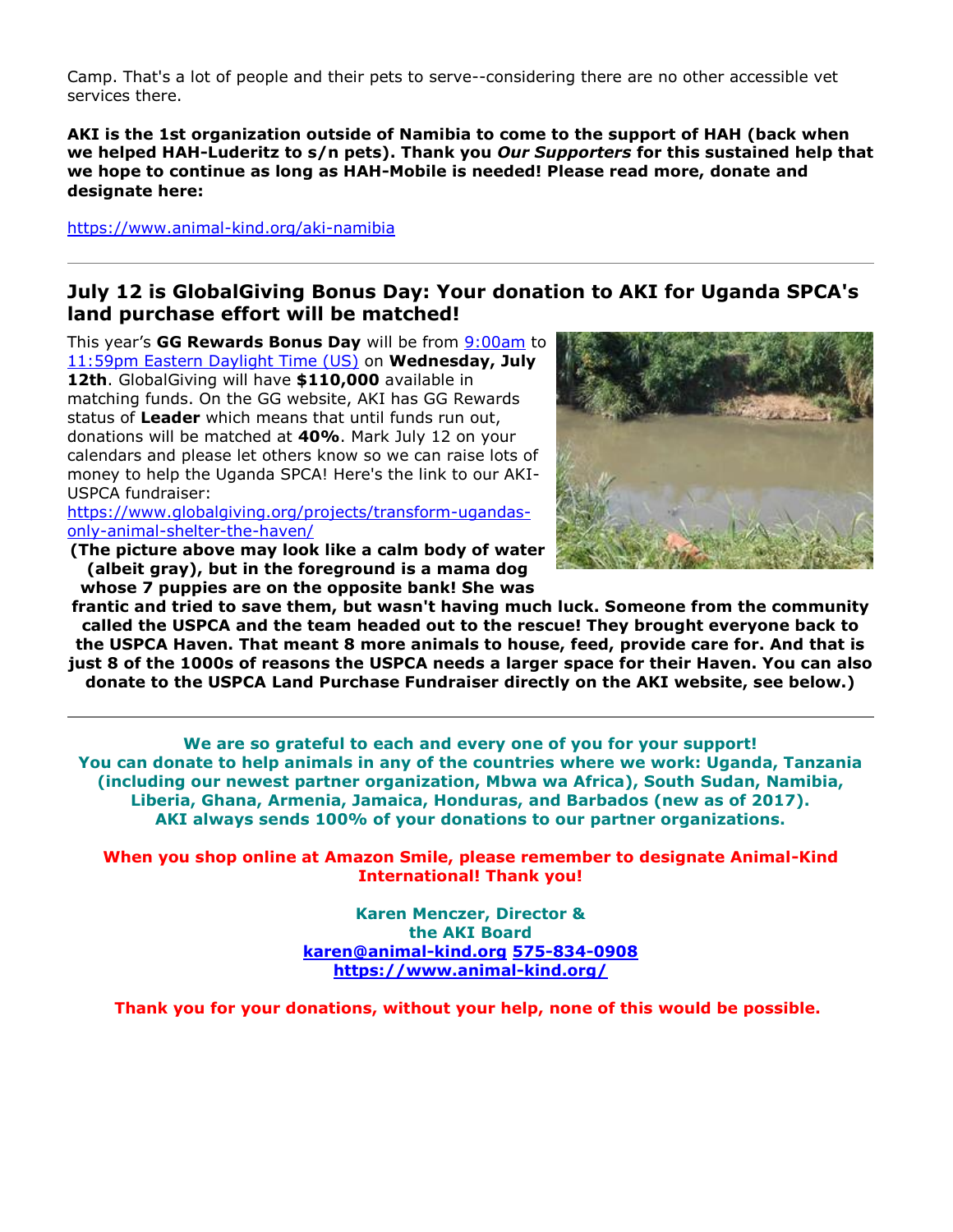Camp. That's a lot of people and their pets to serve--considering there are no other accessible vet services there.

**AKI is the 1st organization outside of Namibia to come to the support of HAH (back when we helped HAH-Luderitz to s/n pets). Thank you *Our Supporters* for this sustained help that we hope to continue as long as HAH-Mobile is needed! Please read more, donate and designate here:**

https://www.animal-kind.org/aki-namibia

---

## July 12 is GlobalGiving Bonus Day: Your donation to AKI for Uganda SPCA's land purchase effort will be matched!

This year's **GG Rewards Bonus Day** will be from 9:00am to 11:59pm Eastern Daylight Time (US) on **Wednesday, July 12th**. GlobalGiving will have **$110,000** available in matching funds. On the GG website, AKI has GG Rewards status of **Leader** which means that until funds run out, donations will be matched at **40%**. Mark July 12 on your calendars and please let others know so we can raise lots of money to help the Uganda SPCA! Here's the link to our AKI-USPCA fundraiser:
https://www.globalgiving.org/projects/transform-ugandas-only-animal-shelter-the-haven/

**(The picture above may look like a calm body of water (albeit gray), but in the foreground is a mama dog whose 7 puppies are on the opposite bank! She was frantic and tried to save them, but wasn't having much luck. Someone from the community called the USPCA and the team headed out to the rescue! They brought everyone back to the USPCA Haven. That meant 8 more animals to house, feed, provide care for. And that is just 8 of the 1000s of reasons the USPCA needs a larger space for their Haven. You can also donate to the USPCA Land Purchase Fundraiser directly on the AKI website, see below.)**

---

**We are so grateful to each and every one of you for your support!**
**You can donate to help animals in any of the countries where we work: Uganda, Tanzania (including our newest partner organization, Mbwa wa Africa), South Sudan, Namibia, Liberia, Ghana, Armenia, Jamaica, Honduras, and Barbados (new as of 2017).**
**AKI always sends 100% of your donations to our partner organizations.**

**When you shop online at Amazon Smile, please remember to designate Animal-Kind International! Thank you!**

**Karen Menczer, Director &**
**the AKI Board**
**karen@animal-kind.org 575-834-0908**
**https://www.animal-kind.org/**

**Thank you for your donations, without your help, none of this would be possible.**